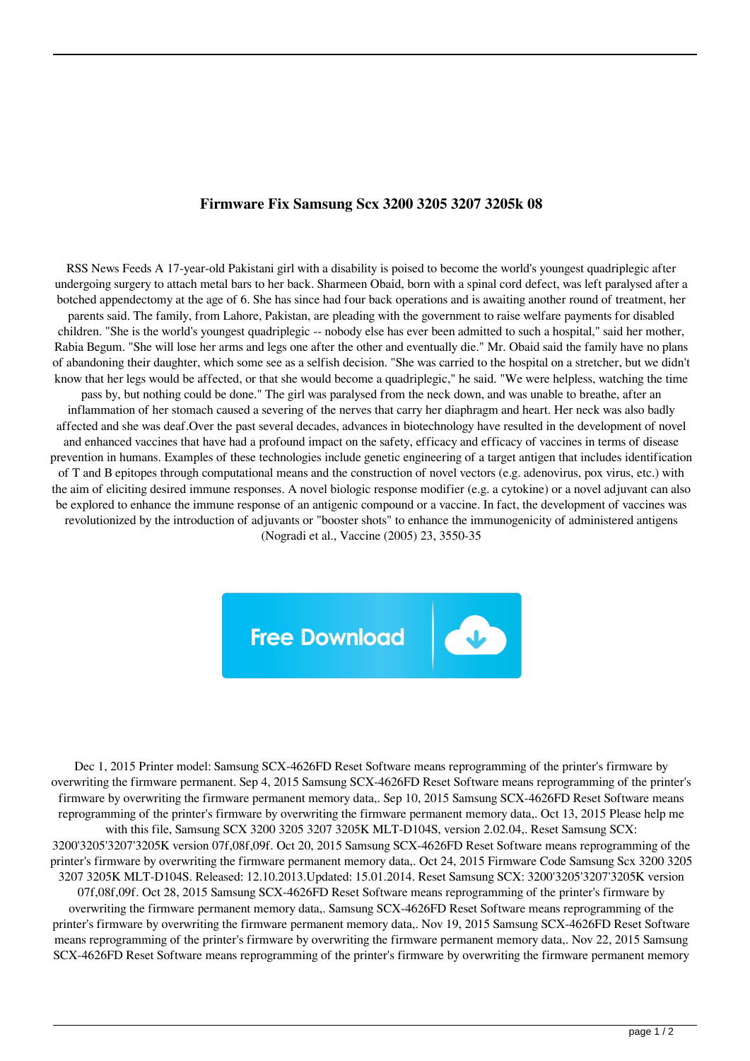# Firmware Fix Samsung Scx 3200 3205 3207 3205k 08

RSS News Feeds A 17-year-old Pakistani girl with a disability is poised to become the world's youngest quadriplegic after undergoing surgery to attach metal bars to her back. Sharmeen Obaid, born with a spinal cord defect, was left paralysed after a botched appendectomy at the age of 6. She has since had four back operations and is awaiting another round of treatment, her parents said. The family, from Lahore, Pakistan, are pleading with the government to raise welfare payments for disabled children. "She is the world's youngest quadriplegic -- nobody else has ever been admitted to such a hospital," said her mother, Rabia Begum. "She will lose her arms and legs one after the other and eventually die." Mr. Obaid said the family have no plans of abandoning their daughter, which some see as a selfish decision. "She was carried to the hospital on a stretcher, but we didn't know that her legs would be affected, or that she would become a quadriplegic," he said. "We were helpless, watching the time pass by, but nothing could be done." The girl was paralysed from the neck down, and was unable to breathe, after an inflammation of her stomach caused a severing of the nerves that carry her diaphragm and heart. Her neck was also badly affected and she was deaf.Over the past several decades, advances in biotechnology have resulted in the development of novel and enhanced vaccines that have had a profound impact on the safety, efficacy and efficacy of vaccines in terms of disease prevention in humans. Examples of these technologies include genetic engineering of a target antigen that includes identification of T and B epitopes through computational means and the construction of novel vectors (e.g. adenovirus, pox virus, etc.) with the aim of eliciting desired immune responses. A novel biologic response modifier (e.g. a cytokine) or a novel adjuvant can also be explored to enhance the immune response of an antigenic compound or a vaccine. In fact, the development of vaccines was revolutionized by the introduction of adjuvants or "booster shots" to enhance the immunogenicity of administered antigens (Nogradi et al., Vaccine (2005) 23, 3550-35

Free Download

Dec 1, 2015 Printer model: Samsung SCX-4626FD Reset Software means reprogramming of the printer's firmware by overwriting the firmware permanent. Sep 4, 2015 Samsung SCX-4626FD Reset Software means reprogramming of the printer's firmware by overwriting the firmware permanent memory data,. Sep 10, 2015 Samsung SCX-4626FD Reset Software means reprogramming of the printer's firmware by overwriting the firmware permanent memory data,. Oct 13, 2015 Please help me with this file, Samsung SCX 3200 3205 3207 3205K MLT-D104S, version 2.02.04,. Reset Samsung SCX: 3200'3205'3207'3205K version 07f,08f,09f. Oct 20, 2015 Samsung SCX-4626FD Reset Software means reprogramming of the printer's firmware by overwriting the firmware permanent memory data,. Oct 24, 2015 Firmware Code Samsung Scx 3200 3205 3207 3205K MLT-D104S. Released: 12.10.2013.Updated: 15.01.2014. Reset Samsung SCX: 3200'3205'3207'3205K version 07f,08f,09f. Oct 28, 2015 Samsung SCX-4626FD Reset Software means reprogramming of the printer's firmware by overwriting the firmware permanent memory data,. Samsung SCX-4626FD Reset Software means reprogramming of the printer's firmware by overwriting the firmware permanent memory data,. Nov 19, 2015 Samsung SCX-4626FD Reset Software means reprogramming of the printer's firmware by overwriting the firmware permanent memory data,. Nov 22, 2015 Samsung SCX-4626FD Reset Software means reprogramming of the printer's firmware by overwriting the firmware permanent memory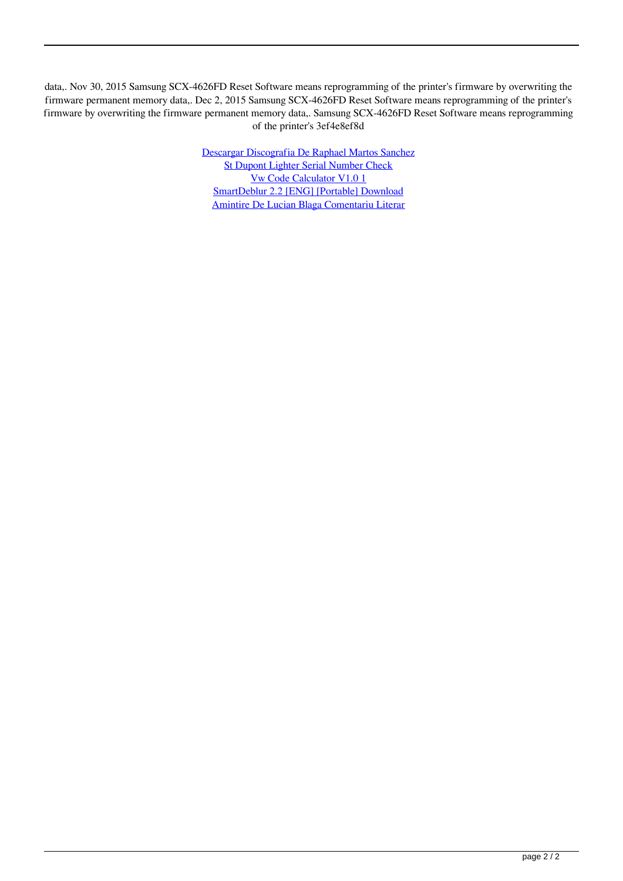data,. Nov 30, 2015 Samsung SCX-4626FD Reset Software means reprogramming of the printer's firmware by overwriting the firmware permanent memory data,. Dec 2, 2015 Samsung SCX-4626FD Reset Software means reprogramming of the printer's firmware by overwriting the firmware permanent memory data,. Samsung SCX-4626FD Reset Software means reprogramming of the printer's 3ef4e8ef8d

Descargar Discografia De Raphael Martos Sanchez
St Dupont Lighter Serial Number Check
Vw Code Calculator V1.0 1
SmartDeblur 2.2 [ENG] [Portable] Download
Amintire De Lucian Blaga Comentariu Literar